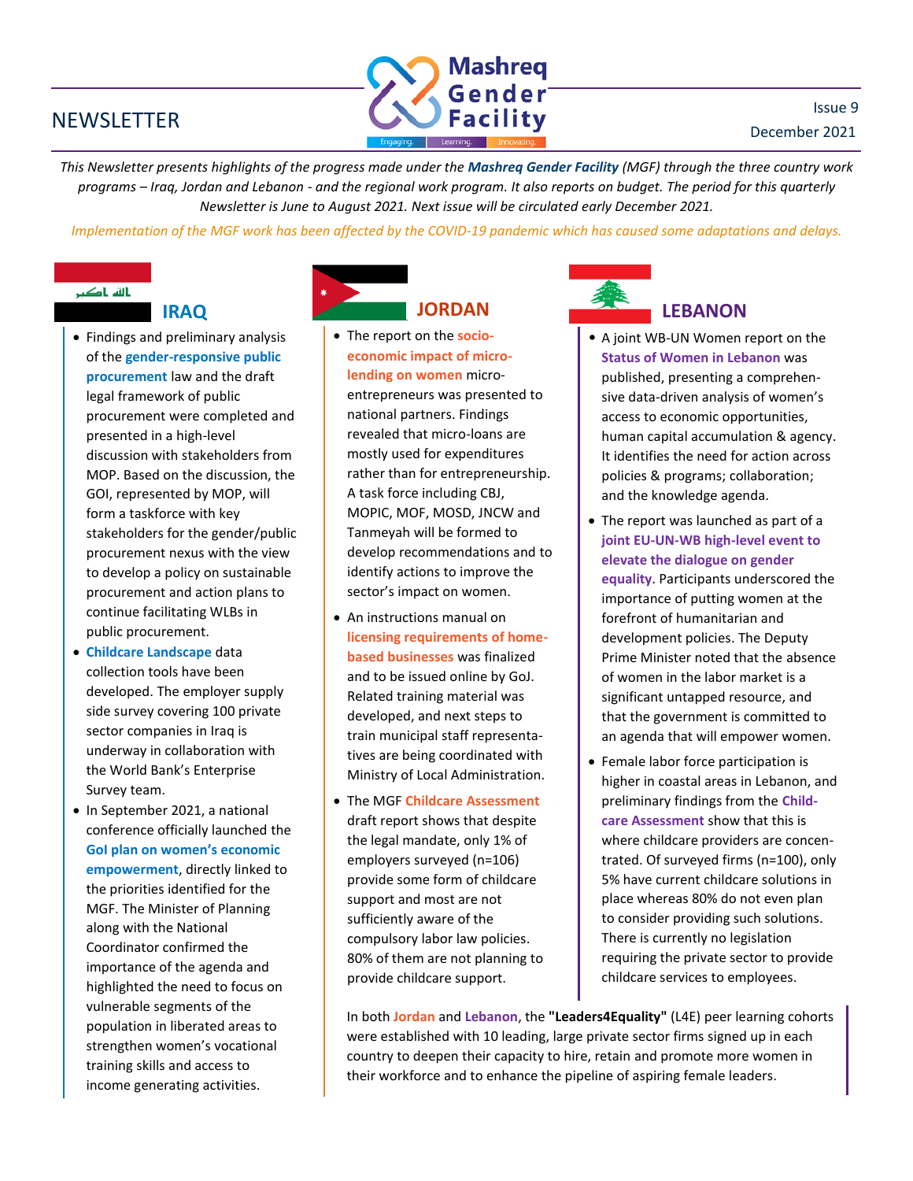# NEWSLETTER

**Mashreq Gender Facility**

Engaging. Learning. Innovating.

Issue 9

December 2021

*This Newsletter presents highlights of the progress made under the **Mashreq Gender Facility** (MGF) through the three country work programs – Iraq, Jordan and Lebanon - and the regional work program. It also reports on budget. The period for this quarterly Newsletter is June to August 2021. Next issue will be circulated early December 2021.*

*Implementation of the MGF work has been affected by the COVID-19 pandemic which has caused some adaptations and delays.*

## IRAQ

- Findings and preliminary analysis of the **gender-responsive public procurement** law and the draft legal framework of public procurement were completed and presented in a high-level discussion with stakeholders from MOP. Based on the discussion, the GOI, represented by MOP, will form a taskforce with key stakeholders for the gender/public procurement nexus with the view to develop a policy on sustainable procurement and action plans to continue facilitating WLBs in public procurement.
- **Childcare Landscape** data collection tools have been developed. The employer supply side survey covering 100 private sector companies in Iraq is underway in collaboration with the World Bank's Enterprise Survey team.
- In September 2021, a national conference officially launched the **GoI plan on women's economic empowerment**, directly linked to the priorities identified for the MGF. The Minister of Planning along with the National Coordinator confirmed the importance of the agenda and highlighted the need to focus on vulnerable segments of the population in liberated areas to strengthen women's vocational training skills and access to income generating activities.

## JORDAN

- The report on the **socio-economic impact of micro-lending on women** micro-entrepreneurs was presented to national partners. Findings revealed that micro-loans are mostly used for expenditures rather than for entrepreneurship. A task force including CBJ, MOPIC, MOF, MOSD, JNCW and Tanmeyah will be formed to develop recommendations and to identify actions to improve the sector's impact on women.
- An instructions manual on **licensing requirements of home-based businesses** was finalized and to be issued online by GoJ. Related training material was developed, and next steps to train municipal staff representatives are being coordinated with Ministry of Local Administration.
- The MGF **Childcare Assessment** draft report shows that despite the legal mandate, only 1% of employers surveyed (n=106) provide some form of childcare support and most are not sufficiently aware of the compulsory labor law policies. 80% of them are not planning to provide childcare support.

## LEBANON

- A joint WB-UN Women report on the **Status of Women in Lebanon** was published, presenting a comprehensive data-driven analysis of women's access to economic opportunities, human capital accumulation & agency. It identifies the need for action across policies & programs; collaboration; and the knowledge agenda.
- The report was launched as part of a **joint EU-UN-WB high-level event to elevate the dialogue on gender equality**. Participants underscored the importance of putting women at the forefront of humanitarian and development policies. The Deputy Prime Minister noted that the absence of women in the labor market is a significant untapped resource, and that the government is committed to an agenda that will empower women.
- Female labor force participation is higher in coastal areas in Lebanon, and preliminary findings from the **Childcare Assessment** show that this is where childcare providers are concentrated. Of surveyed firms (n=100), only 5% have current childcare solutions in place whereas 80% do not even plan to consider providing such solutions. There is currently no legislation requiring the private sector to provide childcare services to employees.

In both **Jordan** and **Lebanon**, the **"Leaders4Equality"** (L4E) peer learning cohorts were established with 10 leading, large private sector firms signed up in each country to deepen their capacity to hire, retain and promote more women in their workforce and to enhance the pipeline of aspiring female leaders.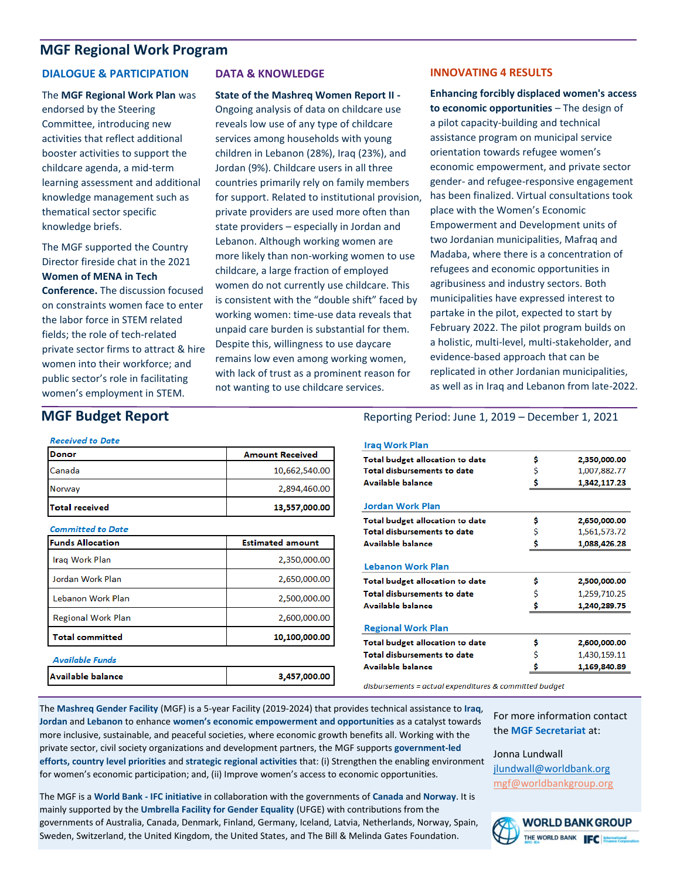## MGF Regional Work Program

### DIALOGUE & PARTICIPATION

The **MGF Regional Work Plan** was endorsed by the Steering Committee, introducing new activities that reflect additional booster activities to support the childcare agenda, a mid-term learning assessment and additional knowledge management such as thematical sector specific knowledge briefs.

The MGF supported the Country Director fireside chat in the 2021 **Women of MENA in Tech Conference.** The discussion focused on constraints women face to enter the labor force in STEM related fields; the role of tech-related private sector firms to attract & hire women into their workforce; and public sector's role in facilitating women's employment in STEM.

### DATA & KNOWLEDGE

**State of the Mashreq Women Report II -** Ongoing analysis of data on childcare use reveals low use of any type of childcare services among households with young children in Lebanon (28%), Iraq (23%), and Jordan (9%). Childcare users in all three countries primarily rely on family members for support. Related to institutional provision, private providers are used more often than state providers – especially in Jordan and Lebanon. Although working women are more likely than non-working women to use childcare, a large fraction of employed women do not currently use childcare. This is consistent with the "double shift" faced by working women: time-use data reveals that unpaid care burden is substantial for them. Despite this, willingness to use daycare remains low even among working women, with lack of trust as a prominent reason for not wanting to use childcare services.

### INNOVATING 4 RESULTS

**Enhancing forcibly displaced women's access to economic opportunities** – The design of a pilot capacity-building and technical assistance program on municipal service orientation towards refugee women's economic empowerment, and private sector gender- and refugee-responsive engagement has been finalized. Virtual consultations took place with the Women's Economic Empowerment and Development units of two Jordanian municipalities, Mafraq and Madaba, where there is a concentration of refugees and economic opportunities in agribusiness and industry sectors. Both municipalities have expressed interest to partake in the pilot, expected to start by February 2022. The pilot program builds on a holistic, multi-level, multi-stakeholder, and evidence-based approach that can be replicated in other Jordanian municipalities, as well as in Iraq and Lebanon from late-2022.

## MGF Budget Report

Reporting Period: June 1, 2019 – December 1, 2021

*Received to Date*

| Donor | Amount Received |
|---|---|
| Canada | 10,662,540.00 |
| Norway | 2,894,460.00 |
| **Total received** | **13,557,000.00** |

*Committed to Date*

| Funds Allocation | Estimated amount |
|---|---|
| Iraq Work Plan | 2,350,000.00 |
| Jordan Work Plan | 2,650,000.00 |
| Lebanon Work Plan | 2,500,000.00 |
| Regional Work Plan | 2,600,000.00 |
| **Total committed** | **10,100,000.00** |

*Available Funds*

| | |
|---|---|
| **Available balance** | **3,457,000.00** |

**Iraq Work Plan**

| | | |
|---|---|---|
| **Total budget allocation to date** | $ | **2,350,000.00** |
| **Total disbursements to date** | $ | 1,007,882.77 |
| **Available balance** | $ | **1,342,117.23** |

**Jordan Work Plan**

| | | |
|---|---|---|
| **Total budget allocation to date** | $ | **2,650,000.00** |
| **Total disbursements to date** | $ | 1,561,573.72 |
| **Available balance** | $ | **1,088,426.28** |

**Lebanon Work Plan**

| | | |
|---|---|---|
| **Total budget allocation to date** | $ | **2,500,000.00** |
| **Total disbursements to date** | $ | 1,259,710.25 |
| **Available balance** | $ | **1,240,289.75** |

**Regional Work Plan**

| | | |
|---|---|---|
| **Total budget allocation to date** | $ | **2,600,000.00** |
| **Total disbursements to date** | $ | 1,430,159.11 |
| **Available balance** | $ | **1,169,840.89** |

*disbursements = actual expenditures & committed budget*

The **Mashreq Gender Facility** (MGF) is a 5-year Facility (2019-2024) that provides technical assistance to **Iraq**, **Jordan** and **Lebanon** to enhance **women's economic empowerment and opportunities** as a catalyst towards more inclusive, sustainable, and peaceful societies, where economic growth benefits all. Working with the private sector, civil society organizations and development partners, the MGF supports **government-led efforts, country level priorities** and **strategic regional activities** that: (i) Strengthen the enabling environment for women's economic participation; and, (ii) Improve women's access to economic opportunities.

The MGF is a **World Bank - IFC initiative** in collaboration with the governments of **Canada** and **Norway**. It is mainly supported by the **Umbrella Facility for Gender Equality** (UFGE) with contributions from the governments of Australia, Canada, Denmark, Finland, Germany, Iceland, Latvia, Netherlands, Norway, Spain, Sweden, Switzerland, the United Kingdom, the United States, and The Bill & Melinda Gates Foundation.

For more information contact the **MGF Secretariat** at:

Jonna Lundwall
jlundwall@worldbank.org
mgf@worldbankgroup.org

WORLD BANK GROUP
THE WORLD BANK | IFC International Finance Corporation